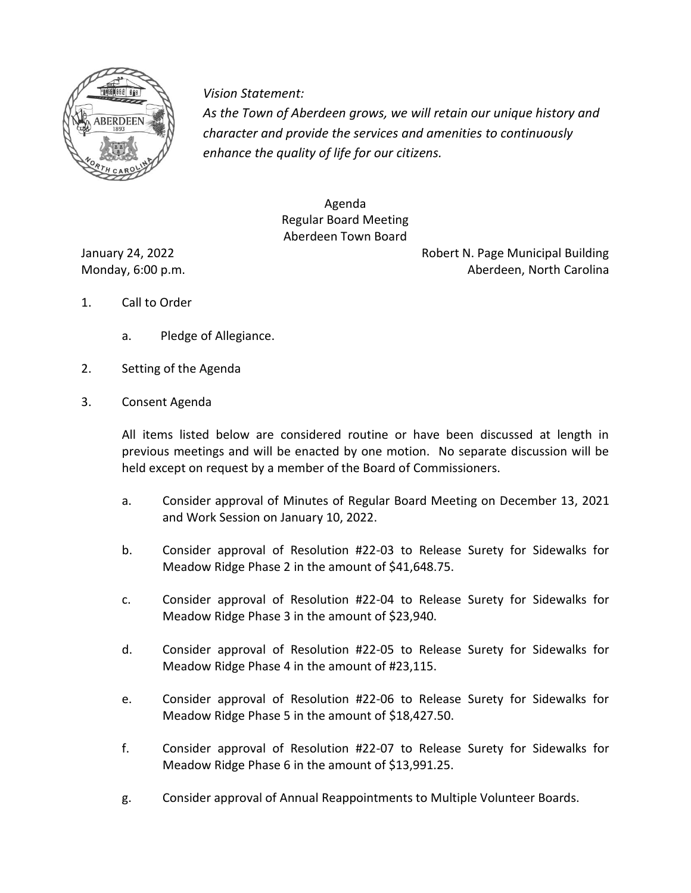*Vision Statement:*
*As the Town of Aberdeen grows, we will retain our unique history and character and provide the services and amenities to continuously enhance the quality of life for our citizens.*

Agenda
Regular Board Meeting
Aberdeen Town Board

January 24, 2022
Monday, 6:00 p.m.

Robert N. Page Municipal Building
Aberdeen, North Carolina

1. Call to Order

   a. Pledge of Allegiance.

2. Setting of the Agenda

3. Consent Agenda

   All items listed below are considered routine or have been discussed at length in previous meetings and will be enacted by one motion. No separate discussion will be held except on request by a member of the Board of Commissioners.

   a. Consider approval of Minutes of Regular Board Meeting on December 13, 2021 and Work Session on January 10, 2022.

   b. Consider approval of Resolution #22-03 to Release Surety for Sidewalks for Meadow Ridge Phase 2 in the amount of $41,648.75.

   c. Consider approval of Resolution #22-04 to Release Surety for Sidewalks for Meadow Ridge Phase 3 in the amount of $23,940.

   d. Consider approval of Resolution #22-05 to Release Surety for Sidewalks for Meadow Ridge Phase 4 in the amount of #23,115.

   e. Consider approval of Resolution #22-06 to Release Surety for Sidewalks for Meadow Ridge Phase 5 in the amount of $18,427.50.

   f. Consider approval of Resolution #22-07 to Release Surety for Sidewalks for Meadow Ridge Phase 6 in the amount of $13,991.25.

   g. Consider approval of Annual Reappointments to Multiple Volunteer Boards.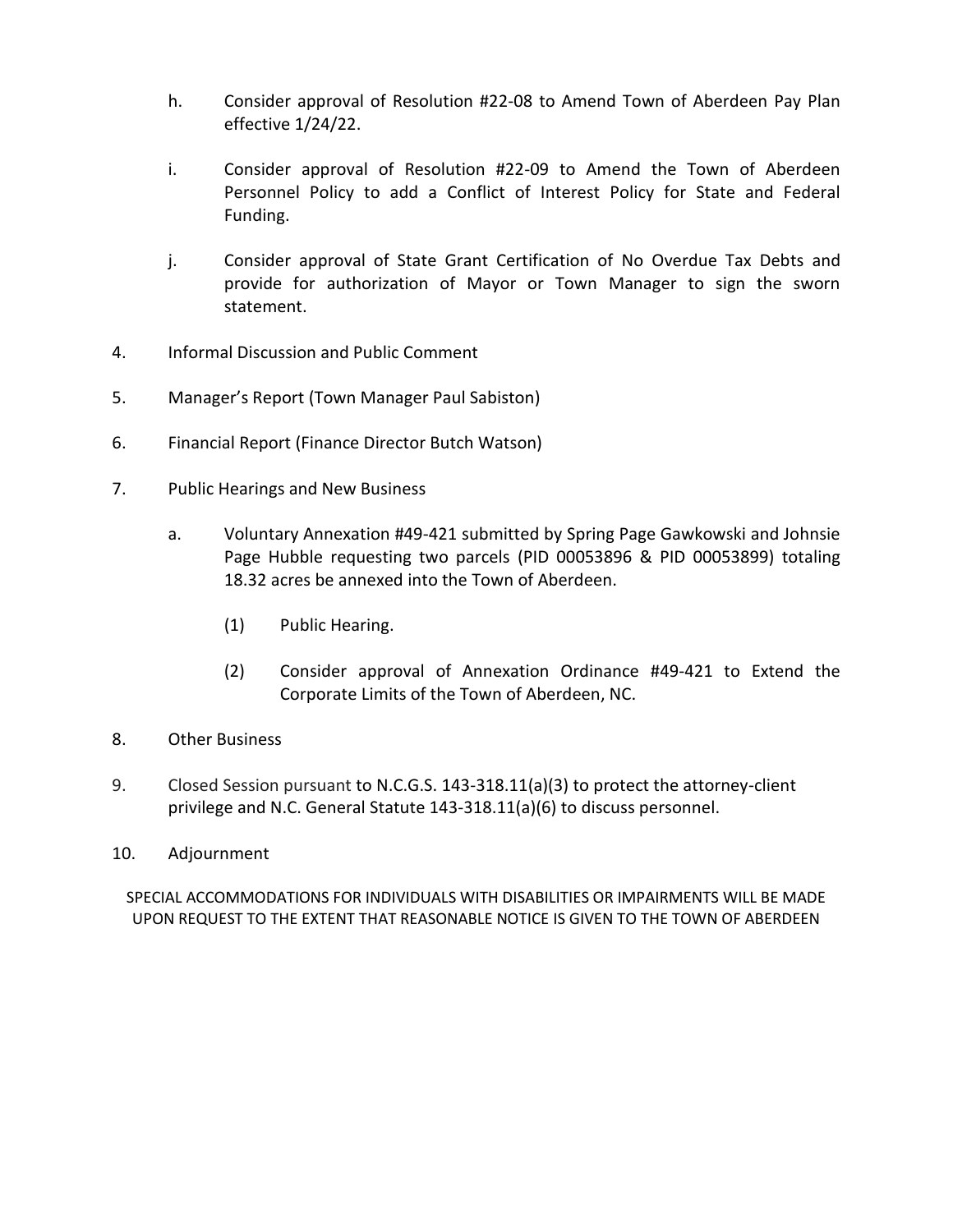h. Consider approval of Resolution #22-08 to Amend Town of Aberdeen Pay Plan effective 1/24/22.

i. Consider approval of Resolution #22-09 to Amend the Town of Aberdeen Personnel Policy to add a Conflict of Interest Policy for State and Federal Funding.

j. Consider approval of State Grant Certification of No Overdue Tax Debts and provide for authorization of Mayor or Town Manager to sign the sworn statement.

4. Informal Discussion and Public Comment

5. Manager's Report (Town Manager Paul Sabiston)

6. Financial Report (Finance Director Butch Watson)

7. Public Hearings and New Business

   a. Voluntary Annexation #49-421 submitted by Spring Page Gawkowski and Johnsie Page Hubble requesting two parcels (PID 00053896 & PID 00053899) totaling 18.32 acres be annexed into the Town of Aberdeen.

      (1) Public Hearing.

      (2) Consider approval of Annexation Ordinance #49-421 to Extend the Corporate Limits of the Town of Aberdeen, NC.

8. Other Business

9. Closed Session pursuant to N.C.G.S. 143-318.11(a)(3) to protect the attorney-client privilege and N.C. General Statute 143-318.11(a)(6) to discuss personnel.

10. Adjournment

SPECIAL ACCOMMODATIONS FOR INDIVIDUALS WITH DISABILITIES OR IMPAIRMENTS WILL BE MADE UPON REQUEST TO THE EXTENT THAT REASONABLE NOTICE IS GIVEN TO THE TOWN OF ABERDEEN